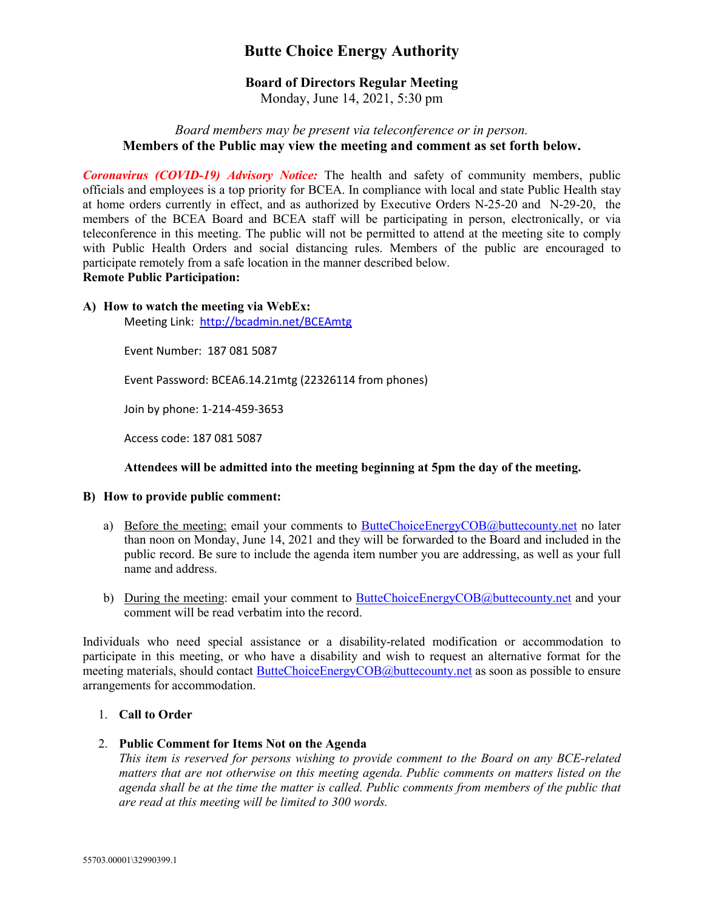# Butte Choice Energy Authority

## Board of Directors Regular Meeting

Monday, June 14, 2021, 5:30 pm

*Board members may be present via teleconference or in person.*

**Members of the Public may view the meeting and comment as set forth below.**

***Coronavirus (COVID-19) Advisory Notice:*** The health and safety of community members, public officials and employees is a top priority for BCEA. In compliance with local and state Public Health stay at home orders currently in effect, and as authorized by Executive Orders N-25-20 and N-29-20, the members of the BCEA Board and BCEA staff will be participating in person, electronically, or via teleconference in this meeting. The public will not be permitted to attend at the meeting site to comply with Public Health Orders and social distancing rules. Members of the public are encouraged to participate remotely from a safe location in the manner described below.

**Remote Public Participation:**

**A) How to watch the meeting via WebEx:**

Meeting Link: http://bcadmin.net/BCEAmtg

Event Number: 187 081 5087

Event Password: BCEA6.14.21mtg (22326114 from phones)

Join by phone: 1-214-459-3653

Access code: 187 081 5087

**Attendees will be admitted into the meeting beginning at 5pm the day of the meeting.**

**B) How to provide public comment:**

a) Before the meeting: email your comments to ButteChoiceEnergyCOB@buttecounty.net no later than noon on Monday, June 14, 2021 and they will be forwarded to the Board and included in the public record. Be sure to include the agenda item number you are addressing, as well as your full name and address.

b) During the meeting: email your comment to ButteChoiceEnergyCOB@buttecounty.net and your comment will be read verbatim into the record.

Individuals who need special assistance or a disability-related modification or accommodation to participate in this meeting, or who have a disability and wish to request an alternative format for the meeting materials, should contact ButteChoiceEnergyCOB@buttecounty.net as soon as possible to ensure arrangements for accommodation.

1. **Call to Order**

2. **Public Comment for Items Not on the Agenda**

   *This item is reserved for persons wishing to provide comment to the Board on any BCE-related matters that are not otherwise on this meeting agenda. Public comments on matters listed on the agenda shall be at the time the matter is called. Public comments from members of the public that are read at this meeting will be limited to 300 words.*

55703.00001\32990399.1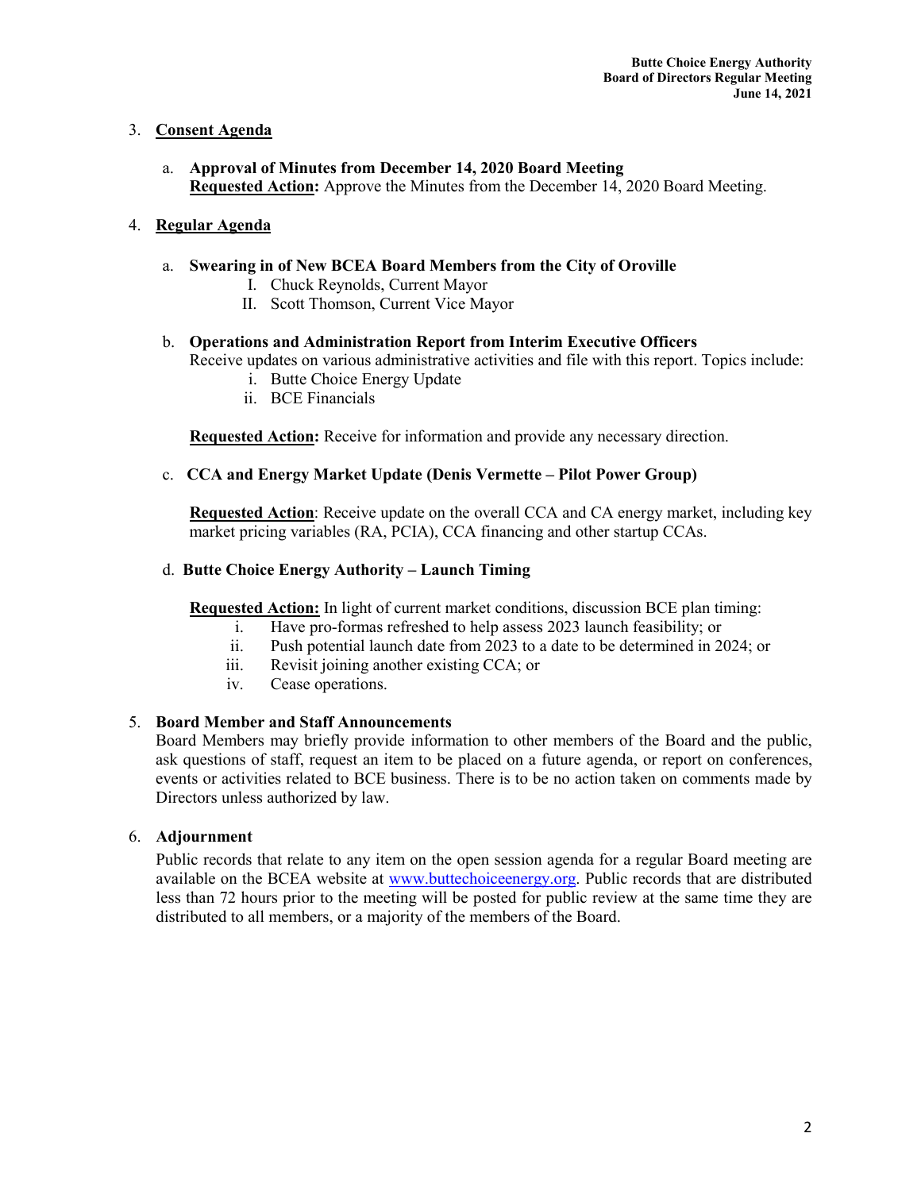3. **Consent Agenda**

   a. **Approval of Minutes from December 14, 2020 Board Meeting**
   **Requested Action:** Approve the Minutes from the December 14, 2020 Board Meeting.

4. **Regular Agenda**

   a. **Swearing in of New BCEA Board Members from the City of Oroville**
      I. Chuck Reynolds, Current Mayor
      II. Scott Thomson, Current Vice Mayor

   b. **Operations and Administration Report from Interim Executive Officers**
   Receive updates on various administrative activities and file with this report. Topics include:
      i. Butte Choice Energy Update
      ii. BCE Financials

   **Requested Action:** Receive for information and provide any necessary direction.

   c. **CCA and Energy Market Update (Denis Vermette – Pilot Power Group)**

   **Requested Action**: Receive update on the overall CCA and CA energy market, including key market pricing variables (RA, PCIA), CCA financing and other startup CCAs.

   d. **Butte Choice Energy Authority – Launch Timing**

   **Requested Action:** In light of current market conditions, discussion BCE plan timing:
      i. Have pro-formas refreshed to help assess 2023 launch feasibility; or
      ii. Push potential launch date from 2023 to a date to be determined in 2024; or
      iii. Revisit joining another existing CCA; or
      iv. Cease operations.

5. **Board Member and Staff Announcements**
   Board Members may briefly provide information to other members of the Board and the public, ask questions of staff, request an item to be placed on a future agenda, or report on conferences, events or activities related to BCE business. There is to be no action taken on comments made by Directors unless authorized by law.

6. **Adjournment**
   Public records that relate to any item on the open session agenda for a regular Board meeting are available on the BCEA website at www.buttechoiceenergy.org. Public records that are distributed less than 72 hours prior to the meeting will be posted for public review at the same time they are distributed to all members, or a majority of the members of the Board.